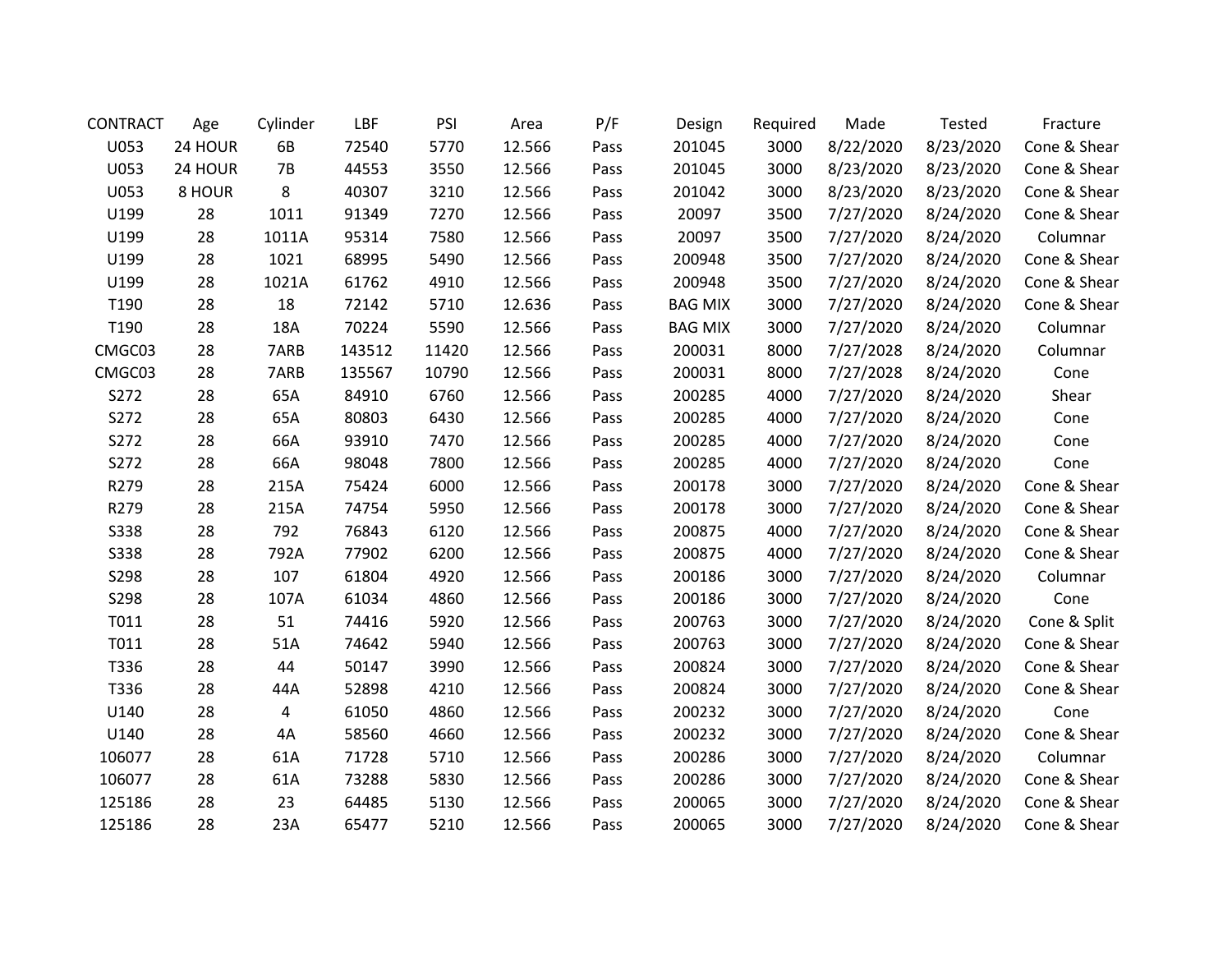| CONTRACT | Age | Cylinder | LBF | PSI | Area | P/F | Design | Required | Made | Tested | Fracture |
|---|---|---|---|---|---|---|---|---|---|---|---|
| U053 | 24 HOUR | 6B | 72540 | 5770 | 12.566 | Pass | 201045 | 3000 | 8/22/2020 | 8/23/2020 | Cone & Shear |
| U053 | 24 HOUR | 7B | 44553 | 3550 | 12.566 | Pass | 201045 | 3000 | 8/23/2020 | 8/23/2020 | Cone & Shear |
| U053 | 8 HOUR | 8 | 40307 | 3210 | 12.566 | Pass | 201042 | 3000 | 8/23/2020 | 8/23/2020 | Cone & Shear |
| U199 | 28 | 1011 | 91349 | 7270 | 12.566 | Pass | 20097 | 3500 | 7/27/2020 | 8/24/2020 | Cone & Shear |
| U199 | 28 | 1011A | 95314 | 7580 | 12.566 | Pass | 20097 | 3500 | 7/27/2020 | 8/24/2020 | Columnar |
| U199 | 28 | 1021 | 68995 | 5490 | 12.566 | Pass | 200948 | 3500 | 7/27/2020 | 8/24/2020 | Cone & Shear |
| U199 | 28 | 1021A | 61762 | 4910 | 12.566 | Pass | 200948 | 3500 | 7/27/2020 | 8/24/2020 | Cone & Shear |
| T190 | 28 | 18 | 72142 | 5710 | 12.636 | Pass | BAG MIX | 3000 | 7/27/2020 | 8/24/2020 | Cone & Shear |
| T190 | 28 | 18A | 70224 | 5590 | 12.566 | Pass | BAG MIX | 3000 | 7/27/2020 | 8/24/2020 | Columnar |
| CMGC03 | 28 | 7ARB | 143512 | 11420 | 12.566 | Pass | 200031 | 8000 | 7/27/2028 | 8/24/2020 | Columnar |
| CMGC03 | 28 | 7ARB | 135567 | 10790 | 12.566 | Pass | 200031 | 8000 | 7/27/2028 | 8/24/2020 | Cone |
| S272 | 28 | 65A | 84910 | 6760 | 12.566 | Pass | 200285 | 4000 | 7/27/2020 | 8/24/2020 | Shear |
| S272 | 28 | 65A | 80803 | 6430 | 12.566 | Pass | 200285 | 4000 | 7/27/2020 | 8/24/2020 | Cone |
| S272 | 28 | 66A | 93910 | 7470 | 12.566 | Pass | 200285 | 4000 | 7/27/2020 | 8/24/2020 | Cone |
| S272 | 28 | 66A | 98048 | 7800 | 12.566 | Pass | 200285 | 4000 | 7/27/2020 | 8/24/2020 | Cone |
| R279 | 28 | 215A | 75424 | 6000 | 12.566 | Pass | 200178 | 3000 | 7/27/2020 | 8/24/2020 | Cone & Shear |
| R279 | 28 | 215A | 74754 | 5950 | 12.566 | Pass | 200178 | 3000 | 7/27/2020 | 8/24/2020 | Cone & Shear |
| S338 | 28 | 792 | 76843 | 6120 | 12.566 | Pass | 200875 | 4000 | 7/27/2020 | 8/24/2020 | Cone & Shear |
| S338 | 28 | 792A | 77902 | 6200 | 12.566 | Pass | 200875 | 4000 | 7/27/2020 | 8/24/2020 | Cone & Shear |
| S298 | 28 | 107 | 61804 | 4920 | 12.566 | Pass | 200186 | 3000 | 7/27/2020 | 8/24/2020 | Columnar |
| S298 | 28 | 107A | 61034 | 4860 | 12.566 | Pass | 200186 | 3000 | 7/27/2020 | 8/24/2020 | Cone |
| T011 | 28 | 51 | 74416 | 5920 | 12.566 | Pass | 200763 | 3000 | 7/27/2020 | 8/24/2020 | Cone & Split |
| T011 | 28 | 51A | 74642 | 5940 | 12.566 | Pass | 200763 | 3000 | 7/27/2020 | 8/24/2020 | Cone & Shear |
| T336 | 28 | 44 | 50147 | 3990 | 12.566 | Pass | 200824 | 3000 | 7/27/2020 | 8/24/2020 | Cone & Shear |
| T336 | 28 | 44A | 52898 | 4210 | 12.566 | Pass | 200824 | 3000 | 7/27/2020 | 8/24/2020 | Cone & Shear |
| U140 | 28 | 4 | 61050 | 4860 | 12.566 | Pass | 200232 | 3000 | 7/27/2020 | 8/24/2020 | Cone |
| U140 | 28 | 4A | 58560 | 4660 | 12.566 | Pass | 200232 | 3000 | 7/27/2020 | 8/24/2020 | Cone & Shear |
| 106077 | 28 | 61A | 71728 | 5710 | 12.566 | Pass | 200286 | 3000 | 7/27/2020 | 8/24/2020 | Columnar |
| 106077 | 28 | 61A | 73288 | 5830 | 12.566 | Pass | 200286 | 3000 | 7/27/2020 | 8/24/2020 | Cone & Shear |
| 125186 | 28 | 23 | 64485 | 5130 | 12.566 | Pass | 200065 | 3000 | 7/27/2020 | 8/24/2020 | Cone & Shear |
| 125186 | 28 | 23A | 65477 | 5210 | 12.566 | Pass | 200065 | 3000 | 7/27/2020 | 8/24/2020 | Cone & Shear |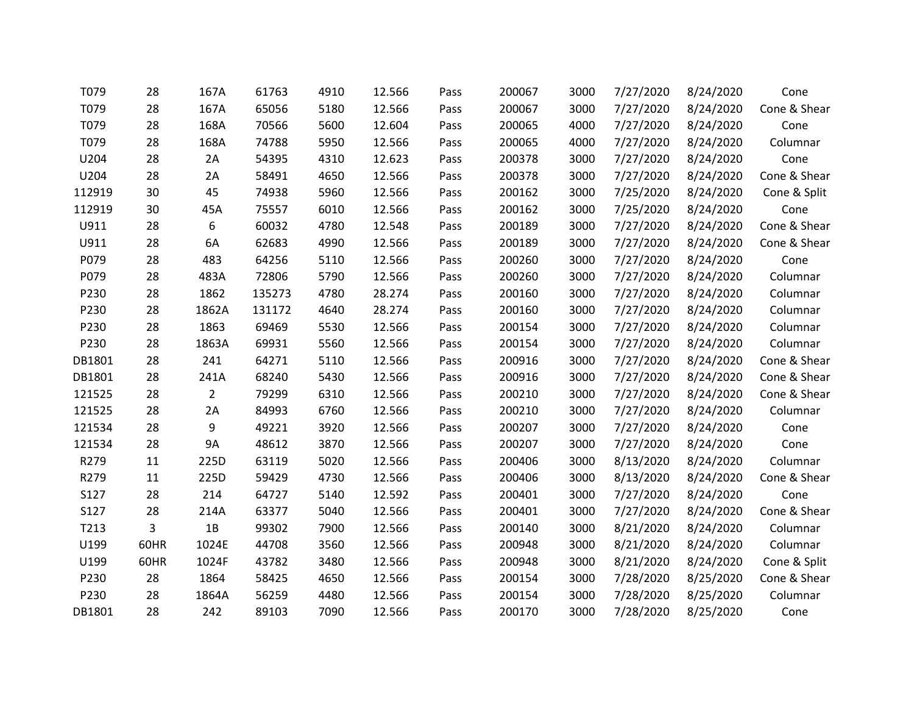| | | | | | | | | | | | |
|---|---|---|---|---|---|---|---|---|---|---|---|
| T079 | 28 | 167A | 61763 | 4910 | 12.566 | Pass | 200067 | 3000 | 7/27/2020 | 8/24/2020 | Cone |
| T079 | 28 | 167A | 65056 | 5180 | 12.566 | Pass | 200067 | 3000 | 7/27/2020 | 8/24/2020 | Cone & Shear |
| T079 | 28 | 168A | 70566 | 5600 | 12.604 | Pass | 200065 | 4000 | 7/27/2020 | 8/24/2020 | Cone |
| T079 | 28 | 168A | 74788 | 5950 | 12.566 | Pass | 200065 | 4000 | 7/27/2020 | 8/24/2020 | Columnar |
| U204 | 28 | 2A | 54395 | 4310 | 12.623 | Pass | 200378 | 3000 | 7/27/2020 | 8/24/2020 | Cone |
| U204 | 28 | 2A | 58491 | 4650 | 12.566 | Pass | 200378 | 3000 | 7/27/2020 | 8/24/2020 | Cone & Shear |
| 112919 | 30 | 45 | 74938 | 5960 | 12.566 | Pass | 200162 | 3000 | 7/25/2020 | 8/24/2020 | Cone & Split |
| 112919 | 30 | 45A | 75557 | 6010 | 12.566 | Pass | 200162 | 3000 | 7/25/2020 | 8/24/2020 | Cone |
| U911 | 28 | 6 | 60032 | 4780 | 12.548 | Pass | 200189 | 3000 | 7/27/2020 | 8/24/2020 | Cone & Shear |
| U911 | 28 | 6A | 62683 | 4990 | 12.566 | Pass | 200189 | 3000 | 7/27/2020 | 8/24/2020 | Cone & Shear |
| P079 | 28 | 483 | 64256 | 5110 | 12.566 | Pass | 200260 | 3000 | 7/27/2020 | 8/24/2020 | Cone |
| P079 | 28 | 483A | 72806 | 5790 | 12.566 | Pass | 200260 | 3000 | 7/27/2020 | 8/24/2020 | Columnar |
| P230 | 28 | 1862 | 135273 | 4780 | 28.274 | Pass | 200160 | 3000 | 7/27/2020 | 8/24/2020 | Columnar |
| P230 | 28 | 1862A | 131172 | 4640 | 28.274 | Pass | 200160 | 3000 | 7/27/2020 | 8/24/2020 | Columnar |
| P230 | 28 | 1863 | 69469 | 5530 | 12.566 | Pass | 200154 | 3000 | 7/27/2020 | 8/24/2020 | Columnar |
| P230 | 28 | 1863A | 69931 | 5560 | 12.566 | Pass | 200154 | 3000 | 7/27/2020 | 8/24/2020 | Columnar |
| DB1801 | 28 | 241 | 64271 | 5110 | 12.566 | Pass | 200916 | 3000 | 7/27/2020 | 8/24/2020 | Cone & Shear |
| DB1801 | 28 | 241A | 68240 | 5430 | 12.566 | Pass | 200916 | 3000 | 7/27/2020 | 8/24/2020 | Cone & Shear |
| 121525 | 28 | 2 | 79299 | 6310 | 12.566 | Pass | 200210 | 3000 | 7/27/2020 | 8/24/2020 | Cone & Shear |
| 121525 | 28 | 2A | 84993 | 6760 | 12.566 | Pass | 200210 | 3000 | 7/27/2020 | 8/24/2020 | Columnar |
| 121534 | 28 | 9 | 49221 | 3920 | 12.566 | Pass | 200207 | 3000 | 7/27/2020 | 8/24/2020 | Cone |
| 121534 | 28 | 9A | 48612 | 3870 | 12.566 | Pass | 200207 | 3000 | 7/27/2020 | 8/24/2020 | Cone |
| R279 | 11 | 225D | 63119 | 5020 | 12.566 | Pass | 200406 | 3000 | 8/13/2020 | 8/24/2020 | Columnar |
| R279 | 11 | 225D | 59429 | 4730 | 12.566 | Pass | 200406 | 3000 | 8/13/2020 | 8/24/2020 | Cone & Shear |
| S127 | 28 | 214 | 64727 | 5140 | 12.592 | Pass | 200401 | 3000 | 7/27/2020 | 8/24/2020 | Cone |
| S127 | 28 | 214A | 63377 | 5040 | 12.566 | Pass | 200401 | 3000 | 7/27/2020 | 8/24/2020 | Cone & Shear |
| T213 | 3 | 1B | 99302 | 7900 | 12.566 | Pass | 200140 | 3000 | 8/21/2020 | 8/24/2020 | Columnar |
| U199 | 60HR | 1024E | 44708 | 3560 | 12.566 | Pass | 200948 | 3000 | 8/21/2020 | 8/24/2020 | Columnar |
| U199 | 60HR | 1024F | 43782 | 3480 | 12.566 | Pass | 200948 | 3000 | 8/21/2020 | 8/24/2020 | Cone & Split |
| P230 | 28 | 1864 | 58425 | 4650 | 12.566 | Pass | 200154 | 3000 | 7/28/2020 | 8/25/2020 | Cone & Shear |
| P230 | 28 | 1864A | 56259 | 4480 | 12.566 | Pass | 200154 | 3000 | 7/28/2020 | 8/25/2020 | Columnar |
| DB1801 | 28 | 242 | 89103 | 7090 | 12.566 | Pass | 200170 | 3000 | 7/28/2020 | 8/25/2020 | Cone |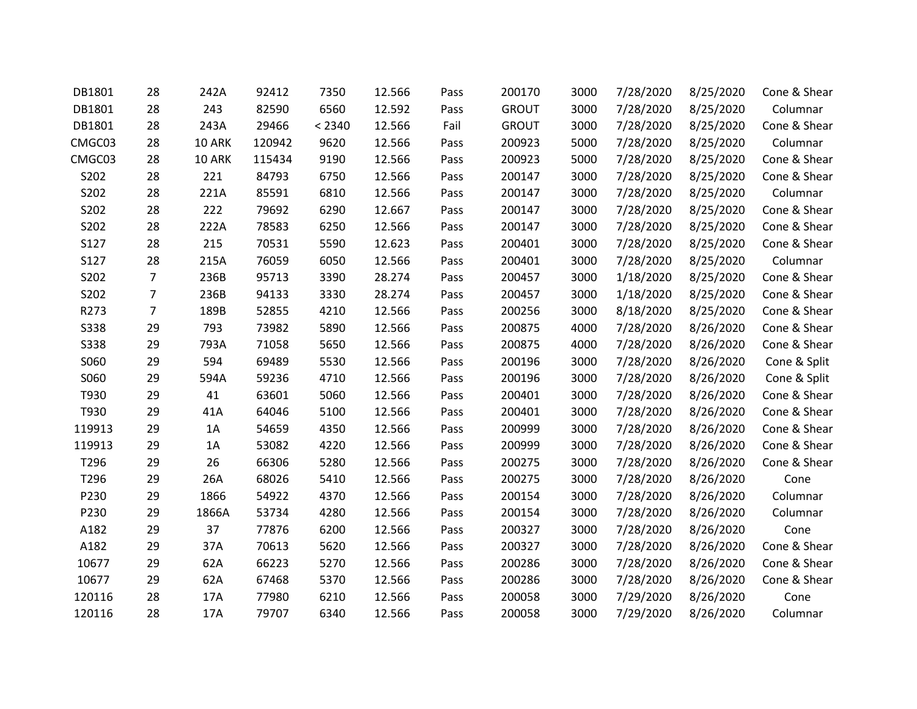| | | | | | | | | | | | |
|---|---|---|---|---|---|---|---|---|---|---|---|
| DB1801 | 28 | 242A | 92412 | 7350 | 12.566 | Pass | 200170 | 3000 | 7/28/2020 | 8/25/2020 | Cone & Shear |
| DB1801 | 28 | 243 | 82590 | 6560 | 12.592 | Pass | GROUT | 3000 | 7/28/2020 | 8/25/2020 | Columnar |
| DB1801 | 28 | 243A | 29466 | < 2340 | 12.566 | Fail | GROUT | 3000 | 7/28/2020 | 8/25/2020 | Cone & Shear |
| CMGC03 | 28 | 10 ARK | 120942 | 9620 | 12.566 | Pass | 200923 | 5000 | 7/28/2020 | 8/25/2020 | Columnar |
| CMGC03 | 28 | 10 ARK | 115434 | 9190 | 12.566 | Pass | 200923 | 5000 | 7/28/2020 | 8/25/2020 | Cone & Shear |
| S202 | 28 | 221 | 84793 | 6750 | 12.566 | Pass | 200147 | 3000 | 7/28/2020 | 8/25/2020 | Cone & Shear |
| S202 | 28 | 221A | 85591 | 6810 | 12.566 | Pass | 200147 | 3000 | 7/28/2020 | 8/25/2020 | Columnar |
| S202 | 28 | 222 | 79692 | 6290 | 12.667 | Pass | 200147 | 3000 | 7/28/2020 | 8/25/2020 | Cone & Shear |
| S202 | 28 | 222A | 78583 | 6250 | 12.566 | Pass | 200147 | 3000 | 7/28/2020 | 8/25/2020 | Cone & Shear |
| S127 | 28 | 215 | 70531 | 5590 | 12.623 | Pass | 200401 | 3000 | 7/28/2020 | 8/25/2020 | Cone & Shear |
| S127 | 28 | 215A | 76059 | 6050 | 12.566 | Pass | 200401 | 3000 | 7/28/2020 | 8/25/2020 | Columnar |
| S202 | 7 | 236B | 95713 | 3390 | 28.274 | Pass | 200457 | 3000 | 1/18/2020 | 8/25/2020 | Cone & Shear |
| S202 | 7 | 236B | 94133 | 3330 | 28.274 | Pass | 200457 | 3000 | 1/18/2020 | 8/25/2020 | Cone & Shear |
| R273 | 7 | 189B | 52855 | 4210 | 12.566 | Pass | 200256 | 3000 | 8/18/2020 | 8/25/2020 | Cone & Shear |
| S338 | 29 | 793 | 73982 | 5890 | 12.566 | Pass | 200875 | 4000 | 7/28/2020 | 8/26/2020 | Cone & Shear |
| S338 | 29 | 793A | 71058 | 5650 | 12.566 | Pass | 200875 | 4000 | 7/28/2020 | 8/26/2020 | Cone & Shear |
| S060 | 29 | 594 | 69489 | 5530 | 12.566 | Pass | 200196 | 3000 | 7/28/2020 | 8/26/2020 | Cone & Split |
| S060 | 29 | 594A | 59236 | 4710 | 12.566 | Pass | 200196 | 3000 | 7/28/2020 | 8/26/2020 | Cone & Split |
| T930 | 29 | 41 | 63601 | 5060 | 12.566 | Pass | 200401 | 3000 | 7/28/2020 | 8/26/2020 | Cone & Shear |
| T930 | 29 | 41A | 64046 | 5100 | 12.566 | Pass | 200401 | 3000 | 7/28/2020 | 8/26/2020 | Cone & Shear |
| 119913 | 29 | 1A | 54659 | 4350 | 12.566 | Pass | 200999 | 3000 | 7/28/2020 | 8/26/2020 | Cone & Shear |
| 119913 | 29 | 1A | 53082 | 4220 | 12.566 | Pass | 200999 | 3000 | 7/28/2020 | 8/26/2020 | Cone & Shear |
| T296 | 29 | 26 | 66306 | 5280 | 12.566 | Pass | 200275 | 3000 | 7/28/2020 | 8/26/2020 | Cone & Shear |
| T296 | 29 | 26A | 68026 | 5410 | 12.566 | Pass | 200275 | 3000 | 7/28/2020 | 8/26/2020 | Cone |
| P230 | 29 | 1866 | 54922 | 4370 | 12.566 | Pass | 200154 | 3000 | 7/28/2020 | 8/26/2020 | Columnar |
| P230 | 29 | 1866A | 53734 | 4280 | 12.566 | Pass | 200154 | 3000 | 7/28/2020 | 8/26/2020 | Columnar |
| A182 | 29 | 37 | 77876 | 6200 | 12.566 | Pass | 200327 | 3000 | 7/28/2020 | 8/26/2020 | Cone |
| A182 | 29 | 37A | 70613 | 5620 | 12.566 | Pass | 200327 | 3000 | 7/28/2020 | 8/26/2020 | Cone & Shear |
| 10677 | 29 | 62A | 66223 | 5270 | 12.566 | Pass | 200286 | 3000 | 7/28/2020 | 8/26/2020 | Cone & Shear |
| 10677 | 29 | 62A | 67468 | 5370 | 12.566 | Pass | 200286 | 3000 | 7/28/2020 | 8/26/2020 | Cone & Shear |
| 120116 | 28 | 17A | 77980 | 6210 | 12.566 | Pass | 200058 | 3000 | 7/29/2020 | 8/26/2020 | Cone |
| 120116 | 28 | 17A | 79707 | 6340 | 12.566 | Pass | 200058 | 3000 | 7/29/2020 | 8/26/2020 | Columnar |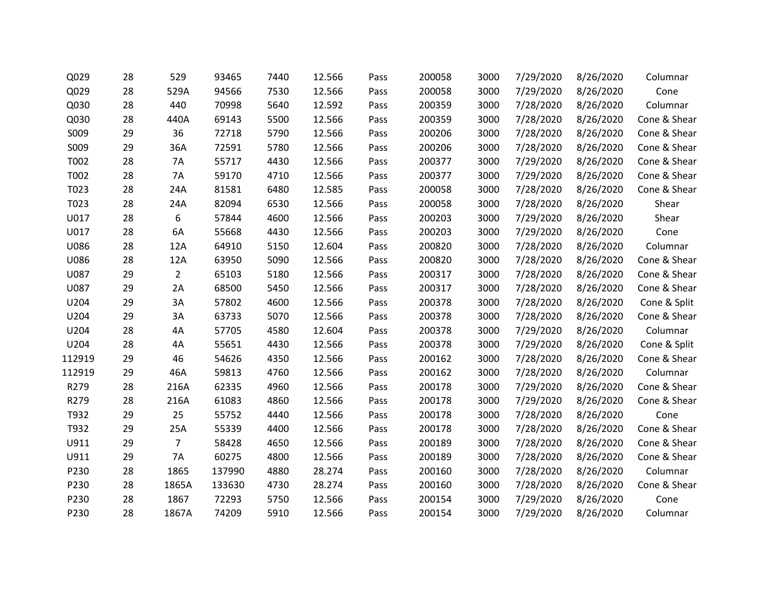| | | | | | | | | | | | |
|---|---|---|---|---|---|---|---|---|---|---|---|
| Q029 | 28 | 529 | 93465 | 7440 | 12.566 | Pass | 200058 | 3000 | 7/29/2020 | 8/26/2020 | Columnar |
| Q029 | 28 | 529A | 94566 | 7530 | 12.566 | Pass | 200058 | 3000 | 7/29/2020 | 8/26/2020 | Cone |
| Q030 | 28 | 440 | 70998 | 5640 | 12.592 | Pass | 200359 | 3000 | 7/28/2020 | 8/26/2020 | Columnar |
| Q030 | 28 | 440A | 69143 | 5500 | 12.566 | Pass | 200359 | 3000 | 7/28/2020 | 8/26/2020 | Cone & Shear |
| S009 | 29 | 36 | 72718 | 5790 | 12.566 | Pass | 200206 | 3000 | 7/28/2020 | 8/26/2020 | Cone & Shear |
| S009 | 29 | 36A | 72591 | 5780 | 12.566 | Pass | 200206 | 3000 | 7/28/2020 | 8/26/2020 | Cone & Shear |
| T002 | 28 | 7A | 55717 | 4430 | 12.566 | Pass | 200377 | 3000 | 7/29/2020 | 8/26/2020 | Cone & Shear |
| T002 | 28 | 7A | 59170 | 4710 | 12.566 | Pass | 200377 | 3000 | 7/29/2020 | 8/26/2020 | Cone & Shear |
| T023 | 28 | 24A | 81581 | 6480 | 12.585 | Pass | 200058 | 3000 | 7/28/2020 | 8/26/2020 | Cone & Shear |
| T023 | 28 | 24A | 82094 | 6530 | 12.566 | Pass | 200058 | 3000 | 7/28/2020 | 8/26/2020 | Shear |
| U017 | 28 | 6 | 57844 | 4600 | 12.566 | Pass | 200203 | 3000 | 7/29/2020 | 8/26/2020 | Shear |
| U017 | 28 | 6A | 55668 | 4430 | 12.566 | Pass | 200203 | 3000 | 7/29/2020 | 8/26/2020 | Cone |
| U086 | 28 | 12A | 64910 | 5150 | 12.604 | Pass | 200820 | 3000 | 7/28/2020 | 8/26/2020 | Columnar |
| U086 | 28 | 12A | 63950 | 5090 | 12.566 | Pass | 200820 | 3000 | 7/28/2020 | 8/26/2020 | Cone & Shear |
| U087 | 29 | 2 | 65103 | 5180 | 12.566 | Pass | 200317 | 3000 | 7/28/2020 | 8/26/2020 | Cone & Shear |
| U087 | 29 | 2A | 68500 | 5450 | 12.566 | Pass | 200317 | 3000 | 7/28/2020 | 8/26/2020 | Cone & Shear |
| U204 | 29 | 3A | 57802 | 4600 | 12.566 | Pass | 200378 | 3000 | 7/28/2020 | 8/26/2020 | Cone & Split |
| U204 | 29 | 3A | 63733 | 5070 | 12.566 | Pass | 200378 | 3000 | 7/28/2020 | 8/26/2020 | Cone & Shear |
| U204 | 28 | 4A | 57705 | 4580 | 12.604 | Pass | 200378 | 3000 | 7/29/2020 | 8/26/2020 | Columnar |
| U204 | 28 | 4A | 55651 | 4430 | 12.566 | Pass | 200378 | 3000 | 7/29/2020 | 8/26/2020 | Cone & Split |
| 112919 | 29 | 46 | 54626 | 4350 | 12.566 | Pass | 200162 | 3000 | 7/28/2020 | 8/26/2020 | Cone & Shear |
| 112919 | 29 | 46A | 59813 | 4760 | 12.566 | Pass | 200162 | 3000 | 7/28/2020 | 8/26/2020 | Columnar |
| R279 | 28 | 216A | 62335 | 4960 | 12.566 | Pass | 200178 | 3000 | 7/29/2020 | 8/26/2020 | Cone & Shear |
| R279 | 28 | 216A | 61083 | 4860 | 12.566 | Pass | 200178 | 3000 | 7/29/2020 | 8/26/2020 | Cone & Shear |
| T932 | 29 | 25 | 55752 | 4440 | 12.566 | Pass | 200178 | 3000 | 7/28/2020 | 8/26/2020 | Cone |
| T932 | 29 | 25A | 55339 | 4400 | 12.566 | Pass | 200178 | 3000 | 7/28/2020 | 8/26/2020 | Cone & Shear |
| U911 | 29 | 7 | 58428 | 4650 | 12.566 | Pass | 200189 | 3000 | 7/28/2020 | 8/26/2020 | Cone & Shear |
| U911 | 29 | 7A | 60275 | 4800 | 12.566 | Pass | 200189 | 3000 | 7/28/2020 | 8/26/2020 | Cone & Shear |
| P230 | 28 | 1865 | 137990 | 4880 | 28.274 | Pass | 200160 | 3000 | 7/28/2020 | 8/26/2020 | Columnar |
| P230 | 28 | 1865A | 133630 | 4730 | 28.274 | Pass | 200160 | 3000 | 7/28/2020 | 8/26/2020 | Cone & Shear |
| P230 | 28 | 1867 | 72293 | 5750 | 12.566 | Pass | 200154 | 3000 | 7/29/2020 | 8/26/2020 | Cone |
| P230 | 28 | 1867A | 74209 | 5910 | 12.566 | Pass | 200154 | 3000 | 7/29/2020 | 8/26/2020 | Columnar |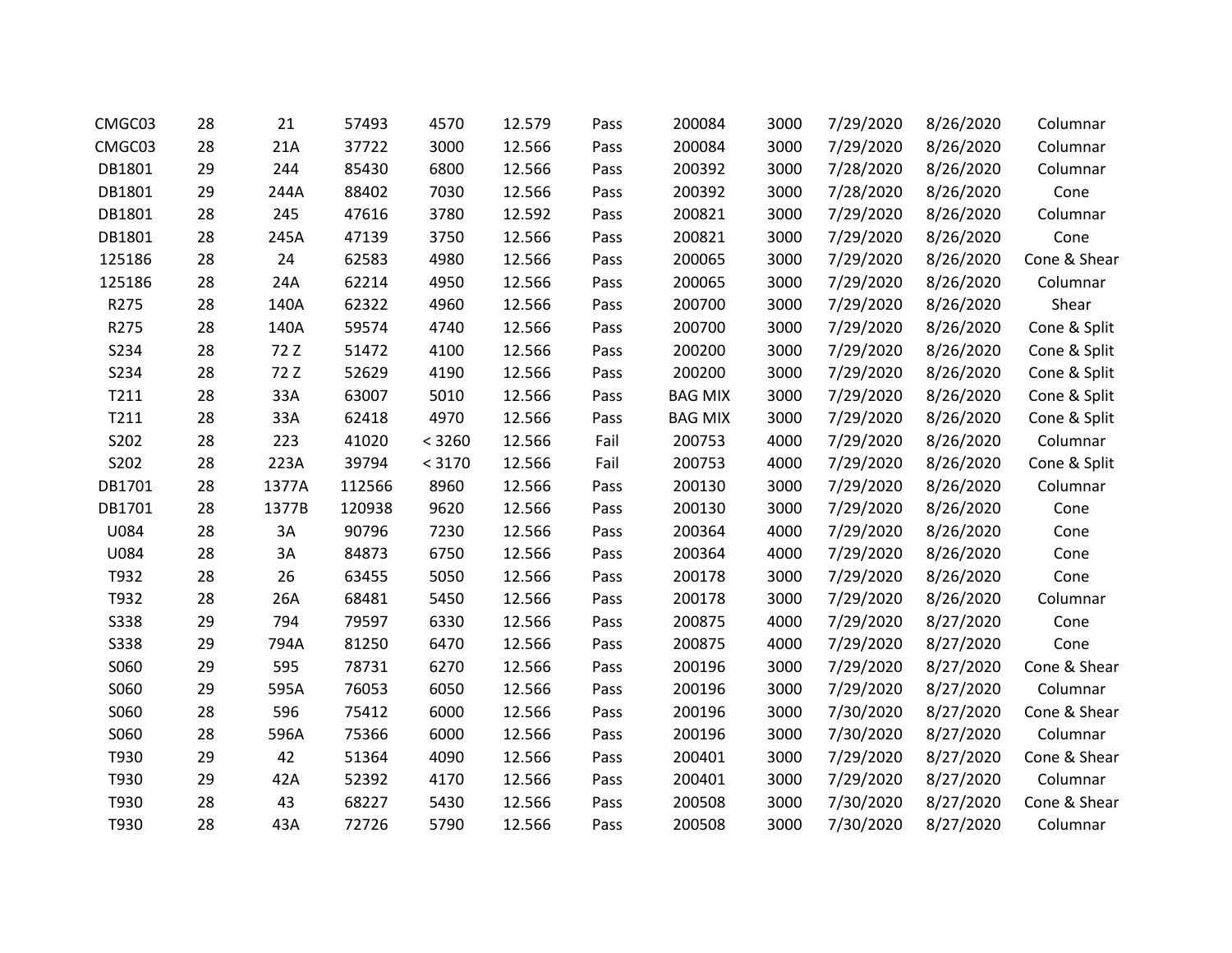| | | | | | | | | | | | |
|---|---|---|---|---|---|---|---|---|---|---|---|
| CMGC03 | 28 | 21 | 57493 | 4570 | 12.579 | Pass | 200084 | 3000 | 7/29/2020 | 8/26/2020 | Columnar |
| CMGC03 | 28 | 21A | 37722 | 3000 | 12.566 | Pass | 200084 | 3000 | 7/29/2020 | 8/26/2020 | Columnar |
| DB1801 | 29 | 244 | 85430 | 6800 | 12.566 | Pass | 200392 | 3000 | 7/28/2020 | 8/26/2020 | Columnar |
| DB1801 | 29 | 244A | 88402 | 7030 | 12.566 | Pass | 200392 | 3000 | 7/28/2020 | 8/26/2020 | Cone |
| DB1801 | 28 | 245 | 47616 | 3780 | 12.592 | Pass | 200821 | 3000 | 7/29/2020 | 8/26/2020 | Columnar |
| DB1801 | 28 | 245A | 47139 | 3750 | 12.566 | Pass | 200821 | 3000 | 7/29/2020 | 8/26/2020 | Cone |
| 125186 | 28 | 24 | 62583 | 4980 | 12.566 | Pass | 200065 | 3000 | 7/29/2020 | 8/26/2020 | Cone & Shear |
| 125186 | 28 | 24A | 62214 | 4950 | 12.566 | Pass | 200065 | 3000 | 7/29/2020 | 8/26/2020 | Columnar |
| R275 | 28 | 140A | 62322 | 4960 | 12.566 | Pass | 200700 | 3000 | 7/29/2020 | 8/26/2020 | Shear |
| R275 | 28 | 140A | 59574 | 4740 | 12.566 | Pass | 200700 | 3000 | 7/29/2020 | 8/26/2020 | Cone & Split |
| S234 | 28 | 72 Z | 51472 | 4100 | 12.566 | Pass | 200200 | 3000 | 7/29/2020 | 8/26/2020 | Cone & Split |
| S234 | 28 | 72 Z | 52629 | 4190 | 12.566 | Pass | 200200 | 3000 | 7/29/2020 | 8/26/2020 | Cone & Split |
| T211 | 28 | 33A | 63007 | 5010 | 12.566 | Pass | BAG MIX | 3000 | 7/29/2020 | 8/26/2020 | Cone & Split |
| T211 | 28 | 33A | 62418 | 4970 | 12.566 | Pass | BAG MIX | 3000 | 7/29/2020 | 8/26/2020 | Cone & Split |
| S202 | 28 | 223 | 41020 | < 3260 | 12.566 | Fail | 200753 | 4000 | 7/29/2020 | 8/26/2020 | Columnar |
| S202 | 28 | 223A | 39794 | < 3170 | 12.566 | Fail | 200753 | 4000 | 7/29/2020 | 8/26/2020 | Cone & Split |
| DB1701 | 28 | 1377A | 112566 | 8960 | 12.566 | Pass | 200130 | 3000 | 7/29/2020 | 8/26/2020 | Columnar |
| DB1701 | 28 | 1377B | 120938 | 9620 | 12.566 | Pass | 200130 | 3000 | 7/29/2020 | 8/26/2020 | Cone |
| U084 | 28 | 3A | 90796 | 7230 | 12.566 | Pass | 200364 | 4000 | 7/29/2020 | 8/26/2020 | Cone |
| U084 | 28 | 3A | 84873 | 6750 | 12.566 | Pass | 200364 | 4000 | 7/29/2020 | 8/26/2020 | Cone |
| T932 | 28 | 26 | 63455 | 5050 | 12.566 | Pass | 200178 | 3000 | 7/29/2020 | 8/26/2020 | Cone |
| T932 | 28 | 26A | 68481 | 5450 | 12.566 | Pass | 200178 | 3000 | 7/29/2020 | 8/26/2020 | Columnar |
| S338 | 29 | 794 | 79597 | 6330 | 12.566 | Pass | 200875 | 4000 | 7/29/2020 | 8/27/2020 | Cone |
| S338 | 29 | 794A | 81250 | 6470 | 12.566 | Pass | 200875 | 4000 | 7/29/2020 | 8/27/2020 | Cone |
| S060 | 29 | 595 | 78731 | 6270 | 12.566 | Pass | 200196 | 3000 | 7/29/2020 | 8/27/2020 | Cone & Shear |
| S060 | 29 | 595A | 76053 | 6050 | 12.566 | Pass | 200196 | 3000 | 7/29/2020 | 8/27/2020 | Columnar |
| S060 | 28 | 596 | 75412 | 6000 | 12.566 | Pass | 200196 | 3000 | 7/30/2020 | 8/27/2020 | Cone & Shear |
| S060 | 28 | 596A | 75366 | 6000 | 12.566 | Pass | 200196 | 3000 | 7/30/2020 | 8/27/2020 | Columnar |
| T930 | 29 | 42 | 51364 | 4090 | 12.566 | Pass | 200401 | 3000 | 7/29/2020 | 8/27/2020 | Cone & Shear |
| T930 | 29 | 42A | 52392 | 4170 | 12.566 | Pass | 200401 | 3000 | 7/29/2020 | 8/27/2020 | Columnar |
| T930 | 28 | 43 | 68227 | 5430 | 12.566 | Pass | 200508 | 3000 | 7/30/2020 | 8/27/2020 | Cone & Shear |
| T930 | 28 | 43A | 72726 | 5790 | 12.566 | Pass | 200508 | 3000 | 7/30/2020 | 8/27/2020 | Columnar |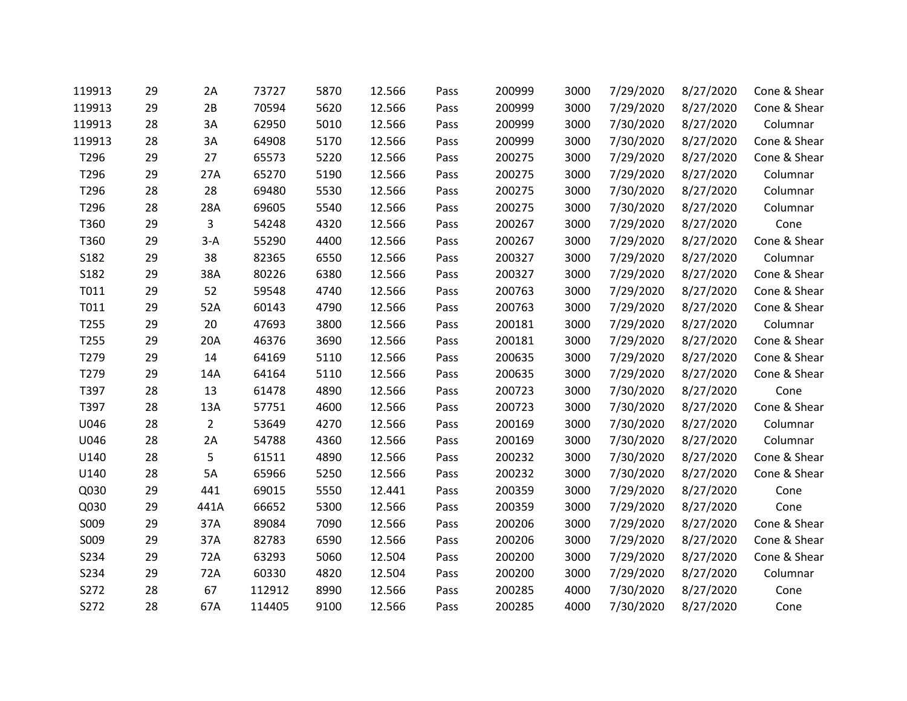| | | | | | | | | | | | |
|---|---|---|---|---|---|---|---|---|---|---|---|
| 119913 | 29 | 2A | 73727 | 5870 | 12.566 | Pass | 200999 | 3000 | 7/29/2020 | 8/27/2020 | Cone & Shear |
| 119913 | 29 | 2B | 70594 | 5620 | 12.566 | Pass | 200999 | 3000 | 7/29/2020 | 8/27/2020 | Cone & Shear |
| 119913 | 28 | 3A | 62950 | 5010 | 12.566 | Pass | 200999 | 3000 | 7/30/2020 | 8/27/2020 | Columnar |
| 119913 | 28 | 3A | 64908 | 5170 | 12.566 | Pass | 200999 | 3000 | 7/30/2020 | 8/27/2020 | Cone & Shear |
| T296 | 29 | 27 | 65573 | 5220 | 12.566 | Pass | 200275 | 3000 | 7/29/2020 | 8/27/2020 | Cone & Shear |
| T296 | 29 | 27A | 65270 | 5190 | 12.566 | Pass | 200275 | 3000 | 7/29/2020 | 8/27/2020 | Columnar |
| T296 | 28 | 28 | 69480 | 5530 | 12.566 | Pass | 200275 | 3000 | 7/30/2020 | 8/27/2020 | Columnar |
| T296 | 28 | 28A | 69605 | 5540 | 12.566 | Pass | 200275 | 3000 | 7/30/2020 | 8/27/2020 | Columnar |
| T360 | 29 | 3 | 54248 | 4320 | 12.566 | Pass | 200267 | 3000 | 7/29/2020 | 8/27/2020 | Cone |
| T360 | 29 | 3-A | 55290 | 4400 | 12.566 | Pass | 200267 | 3000 | 7/29/2020 | 8/27/2020 | Cone & Shear |
| S182 | 29 | 38 | 82365 | 6550 | 12.566 | Pass | 200327 | 3000 | 7/29/2020 | 8/27/2020 | Columnar |
| S182 | 29 | 38A | 80226 | 6380 | 12.566 | Pass | 200327 | 3000 | 7/29/2020 | 8/27/2020 | Cone & Shear |
| T011 | 29 | 52 | 59548 | 4740 | 12.566 | Pass | 200763 | 3000 | 7/29/2020 | 8/27/2020 | Cone & Shear |
| T011 | 29 | 52A | 60143 | 4790 | 12.566 | Pass | 200763 | 3000 | 7/29/2020 | 8/27/2020 | Cone & Shear |
| T255 | 29 | 20 | 47693 | 3800 | 12.566 | Pass | 200181 | 3000 | 7/29/2020 | 8/27/2020 | Columnar |
| T255 | 29 | 20A | 46376 | 3690 | 12.566 | Pass | 200181 | 3000 | 7/29/2020 | 8/27/2020 | Cone & Shear |
| T279 | 29 | 14 | 64169 | 5110 | 12.566 | Pass | 200635 | 3000 | 7/29/2020 | 8/27/2020 | Cone & Shear |
| T279 | 29 | 14A | 64164 | 5110 | 12.566 | Pass | 200635 | 3000 | 7/29/2020 | 8/27/2020 | Cone & Shear |
| T397 | 28 | 13 | 61478 | 4890 | 12.566 | Pass | 200723 | 3000 | 7/30/2020 | 8/27/2020 | Cone |
| T397 | 28 | 13A | 57751 | 4600 | 12.566 | Pass | 200723 | 3000 | 7/30/2020 | 8/27/2020 | Cone & Shear |
| U046 | 28 | 2 | 53649 | 4270 | 12.566 | Pass | 200169 | 3000 | 7/30/2020 | 8/27/2020 | Columnar |
| U046 | 28 | 2A | 54788 | 4360 | 12.566 | Pass | 200169 | 3000 | 7/30/2020 | 8/27/2020 | Columnar |
| U140 | 28 | 5 | 61511 | 4890 | 12.566 | Pass | 200232 | 3000 | 7/30/2020 | 8/27/2020 | Cone & Shear |
| U140 | 28 | 5A | 65966 | 5250 | 12.566 | Pass | 200232 | 3000 | 7/30/2020 | 8/27/2020 | Cone & Shear |
| Q030 | 29 | 441 | 69015 | 5550 | 12.441 | Pass | 200359 | 3000 | 7/29/2020 | 8/27/2020 | Cone |
| Q030 | 29 | 441A | 66652 | 5300 | 12.566 | Pass | 200359 | 3000 | 7/29/2020 | 8/27/2020 | Cone |
| S009 | 29 | 37A | 89084 | 7090 | 12.566 | Pass | 200206 | 3000 | 7/29/2020 | 8/27/2020 | Cone & Shear |
| S009 | 29 | 37A | 82783 | 6590 | 12.566 | Pass | 200206 | 3000 | 7/29/2020 | 8/27/2020 | Cone & Shear |
| S234 | 29 | 72A | 63293 | 5060 | 12.504 | Pass | 200200 | 3000 | 7/29/2020 | 8/27/2020 | Cone & Shear |
| S234 | 29 | 72A | 60330 | 4820 | 12.504 | Pass | 200200 | 3000 | 7/29/2020 | 8/27/2020 | Columnar |
| S272 | 28 | 67 | 112912 | 8990 | 12.566 | Pass | 200285 | 4000 | 7/30/2020 | 8/27/2020 | Cone |
| S272 | 28 | 67A | 114405 | 9100 | 12.566 | Pass | 200285 | 4000 | 7/30/2020 | 8/27/2020 | Cone |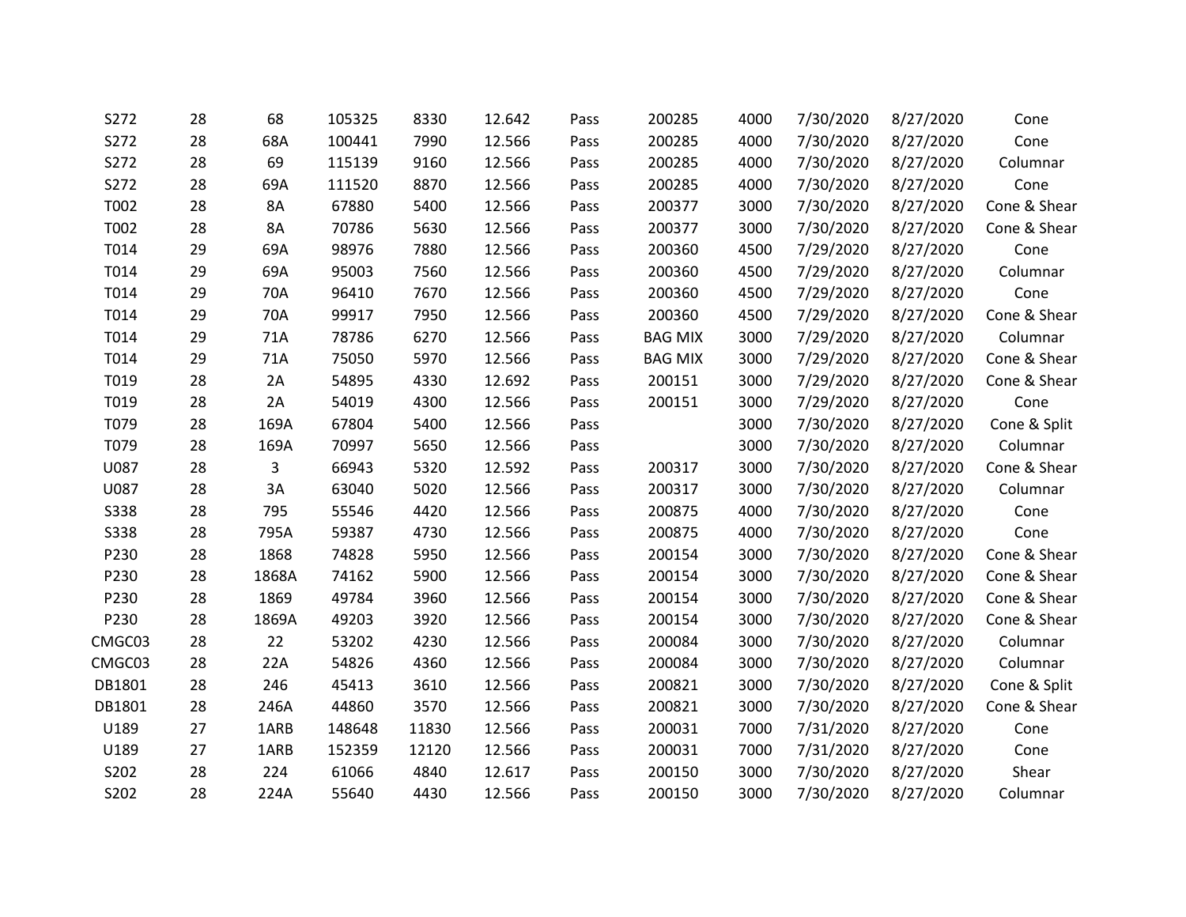|  |  |  |  |  |  |  |  |  |  |  |  |
|---|---|---|---|---|---|---|---|---|---|---|---|
| S272 | 28 | 68 | 105325 | 8330 | 12.642 | Pass | 200285 | 4000 | 7/30/2020 | 8/27/2020 | Cone |
| S272 | 28 | 68A | 100441 | 7990 | 12.566 | Pass | 200285 | 4000 | 7/30/2020 | 8/27/2020 | Cone |
| S272 | 28 | 69 | 115139 | 9160 | 12.566 | Pass | 200285 | 4000 | 7/30/2020 | 8/27/2020 | Columnar |
| S272 | 28 | 69A | 111520 | 8870 | 12.566 | Pass | 200285 | 4000 | 7/30/2020 | 8/27/2020 | Cone |
| T002 | 28 | 8A | 67880 | 5400 | 12.566 | Pass | 200377 | 3000 | 7/30/2020 | 8/27/2020 | Cone & Shear |
| T002 | 28 | 8A | 70786 | 5630 | 12.566 | Pass | 200377 | 3000 | 7/30/2020 | 8/27/2020 | Cone & Shear |
| T014 | 29 | 69A | 98976 | 7880 | 12.566 | Pass | 200360 | 4500 | 7/29/2020 | 8/27/2020 | Cone |
| T014 | 29 | 69A | 95003 | 7560 | 12.566 | Pass | 200360 | 4500 | 7/29/2020 | 8/27/2020 | Columnar |
| T014 | 29 | 70A | 96410 | 7670 | 12.566 | Pass | 200360 | 4500 | 7/29/2020 | 8/27/2020 | Cone |
| T014 | 29 | 70A | 99917 | 7950 | 12.566 | Pass | 200360 | 4500 | 7/29/2020 | 8/27/2020 | Cone & Shear |
| T014 | 29 | 71A | 78786 | 6270 | 12.566 | Pass | BAG MIX | 3000 | 7/29/2020 | 8/27/2020 | Columnar |
| T014 | 29 | 71A | 75050 | 5970 | 12.566 | Pass | BAG MIX | 3000 | 7/29/2020 | 8/27/2020 | Cone & Shear |
| T019 | 28 | 2A | 54895 | 4330 | 12.692 | Pass | 200151 | 3000 | 7/29/2020 | 8/27/2020 | Cone & Shear |
| T019 | 28 | 2A | 54019 | 4300 | 12.566 | Pass | 200151 | 3000 | 7/29/2020 | 8/27/2020 | Cone |
| T079 | 28 | 169A | 67804 | 5400 | 12.566 | Pass |  | 3000 | 7/30/2020 | 8/27/2020 | Cone & Split |
| T079 | 28 | 169A | 70997 | 5650 | 12.566 | Pass |  | 3000 | 7/30/2020 | 8/27/2020 | Columnar |
| U087 | 28 | 3 | 66943 | 5320 | 12.592 | Pass | 200317 | 3000 | 7/30/2020 | 8/27/2020 | Cone & Shear |
| U087 | 28 | 3A | 63040 | 5020 | 12.566 | Pass | 200317 | 3000 | 7/30/2020 | 8/27/2020 | Columnar |
| S338 | 28 | 795 | 55546 | 4420 | 12.566 | Pass | 200875 | 4000 | 7/30/2020 | 8/27/2020 | Cone |
| S338 | 28 | 795A | 59387 | 4730 | 12.566 | Pass | 200875 | 4000 | 7/30/2020 | 8/27/2020 | Cone |
| P230 | 28 | 1868 | 74828 | 5950 | 12.566 | Pass | 200154 | 3000 | 7/30/2020 | 8/27/2020 | Cone & Shear |
| P230 | 28 | 1868A | 74162 | 5900 | 12.566 | Pass | 200154 | 3000 | 7/30/2020 | 8/27/2020 | Cone & Shear |
| P230 | 28 | 1869 | 49784 | 3960 | 12.566 | Pass | 200154 | 3000 | 7/30/2020 | 8/27/2020 | Cone & Shear |
| P230 | 28 | 1869A | 49203 | 3920 | 12.566 | Pass | 200154 | 3000 | 7/30/2020 | 8/27/2020 | Cone & Shear |
| CMGC03 | 28 | 22 | 53202 | 4230 | 12.566 | Pass | 200084 | 3000 | 7/30/2020 | 8/27/2020 | Columnar |
| CMGC03 | 28 | 22A | 54826 | 4360 | 12.566 | Pass | 200084 | 3000 | 7/30/2020 | 8/27/2020 | Columnar |
| DB1801 | 28 | 246 | 45413 | 3610 | 12.566 | Pass | 200821 | 3000 | 7/30/2020 | 8/27/2020 | Cone & Split |
| DB1801 | 28 | 246A | 44860 | 3570 | 12.566 | Pass | 200821 | 3000 | 7/30/2020 | 8/27/2020 | Cone & Shear |
| U189 | 27 | 1ARB | 148648 | 11830 | 12.566 | Pass | 200031 | 7000 | 7/31/2020 | 8/27/2020 | Cone |
| U189 | 27 | 1ARB | 152359 | 12120 | 12.566 | Pass | 200031 | 7000 | 7/31/2020 | 8/27/2020 | Cone |
| S202 | 28 | 224 | 61066 | 4840 | 12.617 | Pass | 200150 | 3000 | 7/30/2020 | 8/27/2020 | Shear |
| S202 | 28 | 224A | 55640 | 4430 | 12.566 | Pass | 200150 | 3000 | 7/30/2020 | 8/27/2020 | Columnar |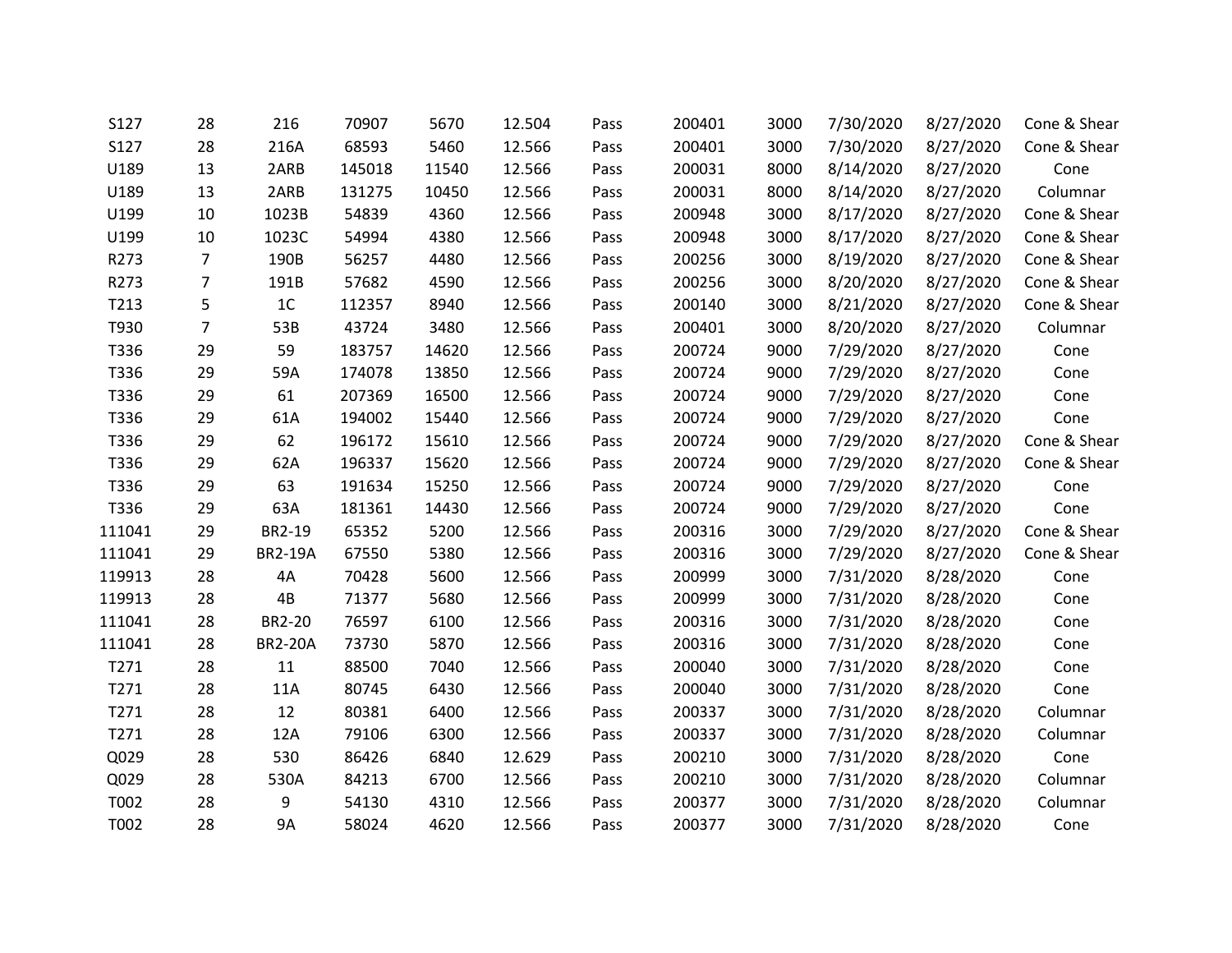| | | | | | | | | | | | |
|---|---|---|---|---|---|---|---|---|---|---|---|
| S127 | 28 | 216 | 70907 | 5670 | 12.504 | Pass | 200401 | 3000 | 7/30/2020 | 8/27/2020 | Cone & Shear |
| S127 | 28 | 216A | 68593 | 5460 | 12.566 | Pass | 200401 | 3000 | 7/30/2020 | 8/27/2020 | Cone & Shear |
| U189 | 13 | 2ARB | 145018 | 11540 | 12.566 | Pass | 200031 | 8000 | 8/14/2020 | 8/27/2020 | Cone |
| U189 | 13 | 2ARB | 131275 | 10450 | 12.566 | Pass | 200031 | 8000 | 8/14/2020 | 8/27/2020 | Columnar |
| U199 | 10 | 1023B | 54839 | 4360 | 12.566 | Pass | 200948 | 3000 | 8/17/2020 | 8/27/2020 | Cone & Shear |
| U199 | 10 | 1023C | 54994 | 4380 | 12.566 | Pass | 200948 | 3000 | 8/17/2020 | 8/27/2020 | Cone & Shear |
| R273 | 7 | 190B | 56257 | 4480 | 12.566 | Pass | 200256 | 3000 | 8/19/2020 | 8/27/2020 | Cone & Shear |
| R273 | 7 | 191B | 57682 | 4590 | 12.566 | Pass | 200256 | 3000 | 8/20/2020 | 8/27/2020 | Cone & Shear |
| T213 | 5 | 1C | 112357 | 8940 | 12.566 | Pass | 200140 | 3000 | 8/21/2020 | 8/27/2020 | Cone & Shear |
| T930 | 7 | 53B | 43724 | 3480 | 12.566 | Pass | 200401 | 3000 | 8/20/2020 | 8/27/2020 | Columnar |
| T336 | 29 | 59 | 183757 | 14620 | 12.566 | Pass | 200724 | 9000 | 7/29/2020 | 8/27/2020 | Cone |
| T336 | 29 | 59A | 174078 | 13850 | 12.566 | Pass | 200724 | 9000 | 7/29/2020 | 8/27/2020 | Cone |
| T336 | 29 | 61 | 207369 | 16500 | 12.566 | Pass | 200724 | 9000 | 7/29/2020 | 8/27/2020 | Cone |
| T336 | 29 | 61A | 194002 | 15440 | 12.566 | Pass | 200724 | 9000 | 7/29/2020 | 8/27/2020 | Cone |
| T336 | 29 | 62 | 196172 | 15610 | 12.566 | Pass | 200724 | 9000 | 7/29/2020 | 8/27/2020 | Cone & Shear |
| T336 | 29 | 62A | 196337 | 15620 | 12.566 | Pass | 200724 | 9000 | 7/29/2020 | 8/27/2020 | Cone & Shear |
| T336 | 29 | 63 | 191634 | 15250 | 12.566 | Pass | 200724 | 9000 | 7/29/2020 | 8/27/2020 | Cone |
| T336 | 29 | 63A | 181361 | 14430 | 12.566 | Pass | 200724 | 9000 | 7/29/2020 | 8/27/2020 | Cone |
| 111041 | 29 | BR2-19 | 65352 | 5200 | 12.566 | Pass | 200316 | 3000 | 7/29/2020 | 8/27/2020 | Cone & Shear |
| 111041 | 29 | BR2-19A | 67550 | 5380 | 12.566 | Pass | 200316 | 3000 | 7/29/2020 | 8/27/2020 | Cone & Shear |
| 119913 | 28 | 4A | 70428 | 5600 | 12.566 | Pass | 200999 | 3000 | 7/31/2020 | 8/28/2020 | Cone |
| 119913 | 28 | 4B | 71377 | 5680 | 12.566 | Pass | 200999 | 3000 | 7/31/2020 | 8/28/2020 | Cone |
| 111041 | 28 | BR2-20 | 76597 | 6100 | 12.566 | Pass | 200316 | 3000 | 7/31/2020 | 8/28/2020 | Cone |
| 111041 | 28 | BR2-20A | 73730 | 5870 | 12.566 | Pass | 200316 | 3000 | 7/31/2020 | 8/28/2020 | Cone |
| T271 | 28 | 11 | 88500 | 7040 | 12.566 | Pass | 200040 | 3000 | 7/31/2020 | 8/28/2020 | Cone |
| T271 | 28 | 11A | 80745 | 6430 | 12.566 | Pass | 200040 | 3000 | 7/31/2020 | 8/28/2020 | Cone |
| T271 | 28 | 12 | 80381 | 6400 | 12.566 | Pass | 200337 | 3000 | 7/31/2020 | 8/28/2020 | Columnar |
| T271 | 28 | 12A | 79106 | 6300 | 12.566 | Pass | 200337 | 3000 | 7/31/2020 | 8/28/2020 | Columnar |
| Q029 | 28 | 530 | 86426 | 6840 | 12.629 | Pass | 200210 | 3000 | 7/31/2020 | 8/28/2020 | Cone |
| Q029 | 28 | 530A | 84213 | 6700 | 12.566 | Pass | 200210 | 3000 | 7/31/2020 | 8/28/2020 | Columnar |
| T002 | 28 | 9 | 54130 | 4310 | 12.566 | Pass | 200377 | 3000 | 7/31/2020 | 8/28/2020 | Columnar |
| T002 | 28 | 9A | 58024 | 4620 | 12.566 | Pass | 200377 | 3000 | 7/31/2020 | 8/28/2020 | Cone |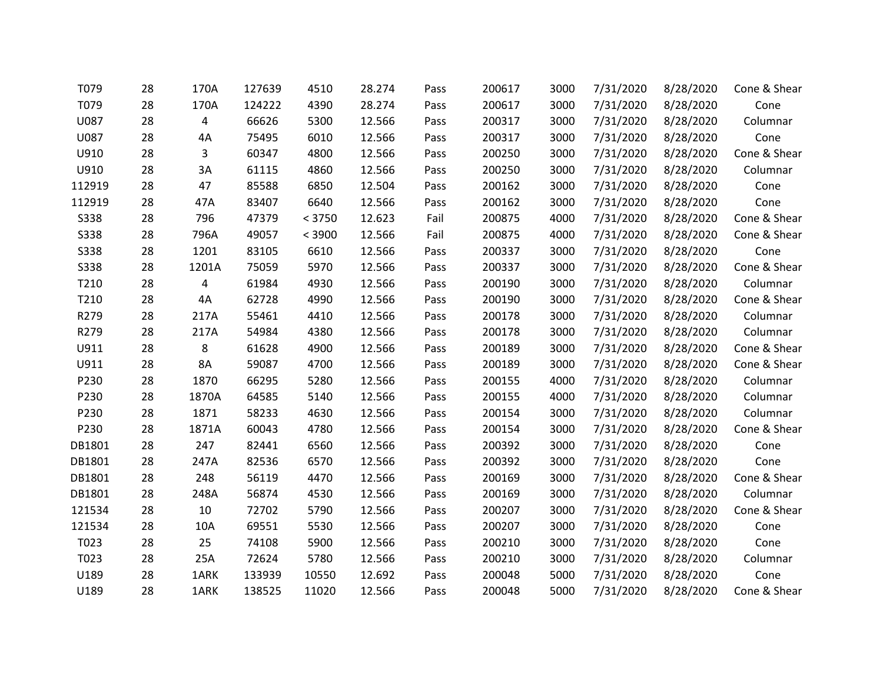| | | | | | | | | | | | |
|---|---|---|---|---|---|---|---|---|---|---|---|
| T079 | 28 | 170A | 127639 | 4510 | 28.274 | Pass | 200617 | 3000 | 7/31/2020 | 8/28/2020 | Cone & Shear |
| T079 | 28 | 170A | 124222 | 4390 | 28.274 | Pass | 200617 | 3000 | 7/31/2020 | 8/28/2020 | Cone |
| U087 | 28 | 4 | 66626 | 5300 | 12.566 | Pass | 200317 | 3000 | 7/31/2020 | 8/28/2020 | Columnar |
| U087 | 28 | 4A | 75495 | 6010 | 12.566 | Pass | 200317 | 3000 | 7/31/2020 | 8/28/2020 | Cone |
| U910 | 28 | 3 | 60347 | 4800 | 12.566 | Pass | 200250 | 3000 | 7/31/2020 | 8/28/2020 | Cone & Shear |
| U910 | 28 | 3A | 61115 | 4860 | 12.566 | Pass | 200250 | 3000 | 7/31/2020 | 8/28/2020 | Columnar |
| 112919 | 28 | 47 | 85588 | 6850 | 12.504 | Pass | 200162 | 3000 | 7/31/2020 | 8/28/2020 | Cone |
| 112919 | 28 | 47A | 83407 | 6640 | 12.566 | Pass | 200162 | 3000 | 7/31/2020 | 8/28/2020 | Cone |
| S338 | 28 | 796 | 47379 | < 3750 | 12.623 | Fail | 200875 | 4000 | 7/31/2020 | 8/28/2020 | Cone & Shear |
| S338 | 28 | 796A | 49057 | < 3900 | 12.566 | Fail | 200875 | 4000 | 7/31/2020 | 8/28/2020 | Cone & Shear |
| S338 | 28 | 1201 | 83105 | 6610 | 12.566 | Pass | 200337 | 3000 | 7/31/2020 | 8/28/2020 | Cone |
| S338 | 28 | 1201A | 75059 | 5970 | 12.566 | Pass | 200337 | 3000 | 7/31/2020 | 8/28/2020 | Cone & Shear |
| T210 | 28 | 4 | 61984 | 4930 | 12.566 | Pass | 200190 | 3000 | 7/31/2020 | 8/28/2020 | Columnar |
| T210 | 28 | 4A | 62728 | 4990 | 12.566 | Pass | 200190 | 3000 | 7/31/2020 | 8/28/2020 | Cone & Shear |
| R279 | 28 | 217A | 55461 | 4410 | 12.566 | Pass | 200178 | 3000 | 7/31/2020 | 8/28/2020 | Columnar |
| R279 | 28 | 217A | 54984 | 4380 | 12.566 | Pass | 200178 | 3000 | 7/31/2020 | 8/28/2020 | Columnar |
| U911 | 28 | 8 | 61628 | 4900 | 12.566 | Pass | 200189 | 3000 | 7/31/2020 | 8/28/2020 | Cone & Shear |
| U911 | 28 | 8A | 59087 | 4700 | 12.566 | Pass | 200189 | 3000 | 7/31/2020 | 8/28/2020 | Cone & Shear |
| P230 | 28 | 1870 | 66295 | 5280 | 12.566 | Pass | 200155 | 4000 | 7/31/2020 | 8/28/2020 | Columnar |
| P230 | 28 | 1870A | 64585 | 5140 | 12.566 | Pass | 200155 | 4000 | 7/31/2020 | 8/28/2020 | Columnar |
| P230 | 28 | 1871 | 58233 | 4630 | 12.566 | Pass | 200154 | 3000 | 7/31/2020 | 8/28/2020 | Columnar |
| P230 | 28 | 1871A | 60043 | 4780 | 12.566 | Pass | 200154 | 3000 | 7/31/2020 | 8/28/2020 | Cone & Shear |
| DB1801 | 28 | 247 | 82441 | 6560 | 12.566 | Pass | 200392 | 3000 | 7/31/2020 | 8/28/2020 | Cone |
| DB1801 | 28 | 247A | 82536 | 6570 | 12.566 | Pass | 200392 | 3000 | 7/31/2020 | 8/28/2020 | Cone |
| DB1801 | 28 | 248 | 56119 | 4470 | 12.566 | Pass | 200169 | 3000 | 7/31/2020 | 8/28/2020 | Cone & Shear |
| DB1801 | 28 | 248A | 56874 | 4530 | 12.566 | Pass | 200169 | 3000 | 7/31/2020 | 8/28/2020 | Columnar |
| 121534 | 28 | 10 | 72702 | 5790 | 12.566 | Pass | 200207 | 3000 | 7/31/2020 | 8/28/2020 | Cone & Shear |
| 121534 | 28 | 10A | 69551 | 5530 | 12.566 | Pass | 200207 | 3000 | 7/31/2020 | 8/28/2020 | Cone |
| T023 | 28 | 25 | 74108 | 5900 | 12.566 | Pass | 200210 | 3000 | 7/31/2020 | 8/28/2020 | Cone |
| T023 | 28 | 25A | 72624 | 5780 | 12.566 | Pass | 200210 | 3000 | 7/31/2020 | 8/28/2020 | Columnar |
| U189 | 28 | 1ARK | 133939 | 10550 | 12.692 | Pass | 200048 | 5000 | 7/31/2020 | 8/28/2020 | Cone |
| U189 | 28 | 1ARK | 138525 | 11020 | 12.566 | Pass | 200048 | 5000 | 7/31/2020 | 8/28/2020 | Cone & Shear |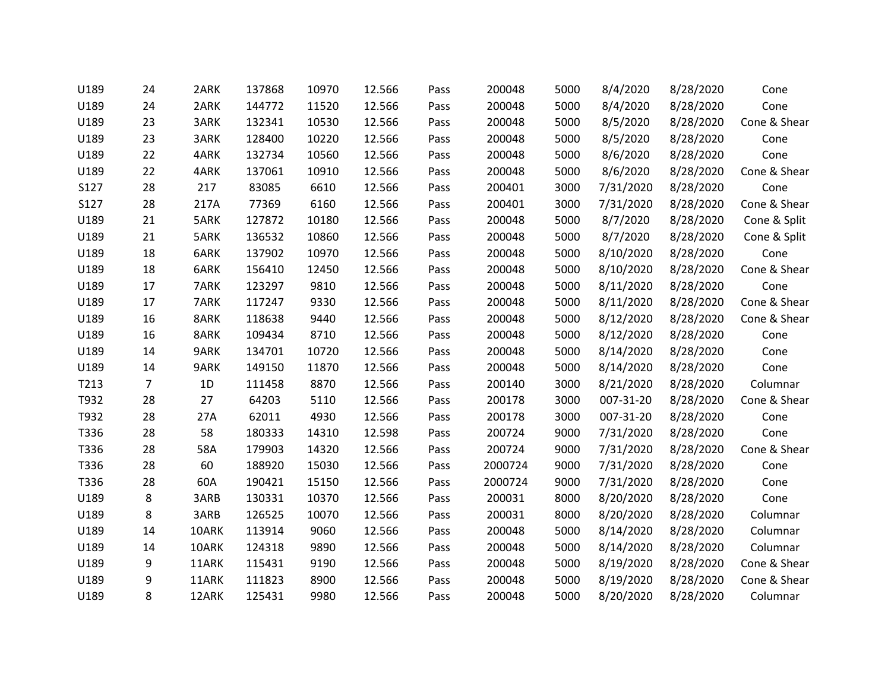| | | | | | | | | | | | |
|---|---|---|---|---|---|---|---|---|---|---|---|
| U189 | 24 | 2ARK | 137868 | 10970 | 12.566 | Pass | 200048 | 5000 | 8/4/2020 | 8/28/2020 | Cone |
| U189 | 24 | 2ARK | 144772 | 11520 | 12.566 | Pass | 200048 | 5000 | 8/4/2020 | 8/28/2020 | Cone |
| U189 | 23 | 3ARK | 132341 | 10530 | 12.566 | Pass | 200048 | 5000 | 8/5/2020 | 8/28/2020 | Cone & Shear |
| U189 | 23 | 3ARK | 128400 | 10220 | 12.566 | Pass | 200048 | 5000 | 8/5/2020 | 8/28/2020 | Cone |
| U189 | 22 | 4ARK | 132734 | 10560 | 12.566 | Pass | 200048 | 5000 | 8/6/2020 | 8/28/2020 | Cone |
| U189 | 22 | 4ARK | 137061 | 10910 | 12.566 | Pass | 200048 | 5000 | 8/6/2020 | 8/28/2020 | Cone & Shear |
| S127 | 28 | 217 | 83085 | 6610 | 12.566 | Pass | 200401 | 3000 | 7/31/2020 | 8/28/2020 | Cone |
| S127 | 28 | 217A | 77369 | 6160 | 12.566 | Pass | 200401 | 3000 | 7/31/2020 | 8/28/2020 | Cone & Shear |
| U189 | 21 | 5ARK | 127872 | 10180 | 12.566 | Pass | 200048 | 5000 | 8/7/2020 | 8/28/2020 | Cone & Split |
| U189 | 21 | 5ARK | 136532 | 10860 | 12.566 | Pass | 200048 | 5000 | 8/7/2020 | 8/28/2020 | Cone & Split |
| U189 | 18 | 6ARK | 137902 | 10970 | 12.566 | Pass | 200048 | 5000 | 8/10/2020 | 8/28/2020 | Cone |
| U189 | 18 | 6ARK | 156410 | 12450 | 12.566 | Pass | 200048 | 5000 | 8/10/2020 | 8/28/2020 | Cone & Shear |
| U189 | 17 | 7ARK | 123297 | 9810 | 12.566 | Pass | 200048 | 5000 | 8/11/2020 | 8/28/2020 | Cone |
| U189 | 17 | 7ARK | 117247 | 9330 | 12.566 | Pass | 200048 | 5000 | 8/11/2020 | 8/28/2020 | Cone & Shear |
| U189 | 16 | 8ARK | 118638 | 9440 | 12.566 | Pass | 200048 | 5000 | 8/12/2020 | 8/28/2020 | Cone & Shear |
| U189 | 16 | 8ARK | 109434 | 8710 | 12.566 | Pass | 200048 | 5000 | 8/12/2020 | 8/28/2020 | Cone |
| U189 | 14 | 9ARK | 134701 | 10720 | 12.566 | Pass | 200048 | 5000 | 8/14/2020 | 8/28/2020 | Cone |
| U189 | 14 | 9ARK | 149150 | 11870 | 12.566 | Pass | 200048 | 5000 | 8/14/2020 | 8/28/2020 | Cone |
| T213 | 7 | 1D | 111458 | 8870 | 12.566 | Pass | 200140 | 3000 | 8/21/2020 | 8/28/2020 | Columnar |
| T932 | 28 | 27 | 64203 | 5110 | 12.566 | Pass | 200178 | 3000 | 007-31-20 | 8/28/2020 | Cone & Shear |
| T932 | 28 | 27A | 62011 | 4930 | 12.566 | Pass | 200178 | 3000 | 007-31-20 | 8/28/2020 | Cone |
| T336 | 28 | 58 | 180333 | 14310 | 12.598 | Pass | 200724 | 9000 | 7/31/2020 | 8/28/2020 | Cone |
| T336 | 28 | 58A | 179903 | 14320 | 12.566 | Pass | 200724 | 9000 | 7/31/2020 | 8/28/2020 | Cone & Shear |
| T336 | 28 | 60 | 188920 | 15030 | 12.566 | Pass | 2000724 | 9000 | 7/31/2020 | 8/28/2020 | Cone |
| T336 | 28 | 60A | 190421 | 15150 | 12.566 | Pass | 2000724 | 9000 | 7/31/2020 | 8/28/2020 | Cone |
| U189 | 8 | 3ARB | 130331 | 10370 | 12.566 | Pass | 200031 | 8000 | 8/20/2020 | 8/28/2020 | Cone |
| U189 | 8 | 3ARB | 126525 | 10070 | 12.566 | Pass | 200031 | 8000 | 8/20/2020 | 8/28/2020 | Columnar |
| U189 | 14 | 10ARK | 113914 | 9060 | 12.566 | Pass | 200048 | 5000 | 8/14/2020 | 8/28/2020 | Columnar |
| U189 | 14 | 10ARK | 124318 | 9890 | 12.566 | Pass | 200048 | 5000 | 8/14/2020 | 8/28/2020 | Columnar |
| U189 | 9 | 11ARK | 115431 | 9190 | 12.566 | Pass | 200048 | 5000 | 8/19/2020 | 8/28/2020 | Cone & Shear |
| U189 | 9 | 11ARK | 111823 | 8900 | 12.566 | Pass | 200048 | 5000 | 8/19/2020 | 8/28/2020 | Cone & Shear |
| U189 | 8 | 12ARK | 125431 | 9980 | 12.566 | Pass | 200048 | 5000 | 8/20/2020 | 8/28/2020 | Columnar |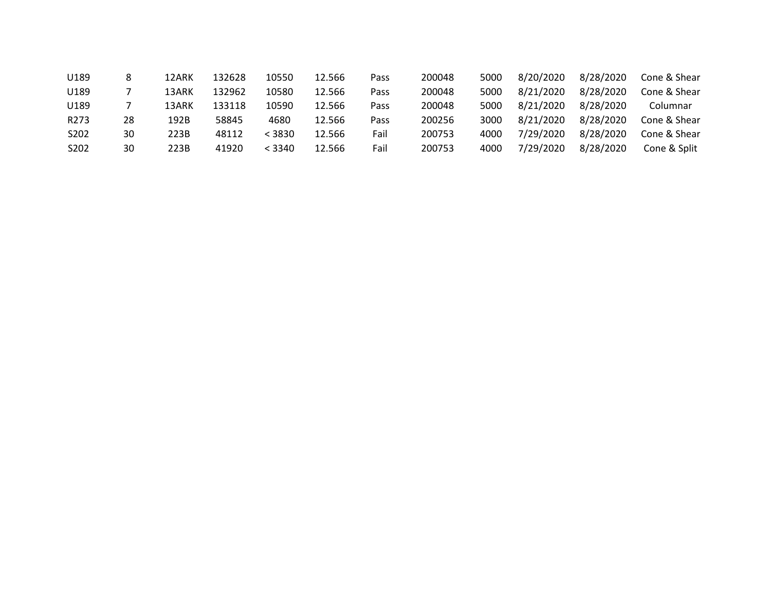| | | | | | | | | | | | |
|---|---|---|---|---|---|---|---|---|---|---|---|
| U189 | 8 | 12ARK | 132628 | 10550 | 12.566 | Pass | 200048 | 5000 | 8/20/2020 | 8/28/2020 | Cone & Shear |
| U189 | 7 | 13ARK | 132962 | 10580 | 12.566 | Pass | 200048 | 5000 | 8/21/2020 | 8/28/2020 | Cone & Shear |
| U189 | 7 | 13ARK | 133118 | 10590 | 12.566 | Pass | 200048 | 5000 | 8/21/2020 | 8/28/2020 | Columnar |
| R273 | 28 | 192B | 58845 | 4680 | 12.566 | Pass | 200256 | 3000 | 8/21/2020 | 8/28/2020 | Cone & Shear |
| S202 | 30 | 223B | 48112 | < 3830 | 12.566 | Fail | 200753 | 4000 | 7/29/2020 | 8/28/2020 | Cone & Shear |
| S202 | 30 | 223B | 41920 | < 3340 | 12.566 | Fail | 200753 | 4000 | 7/29/2020 | 8/28/2020 | Cone & Split |